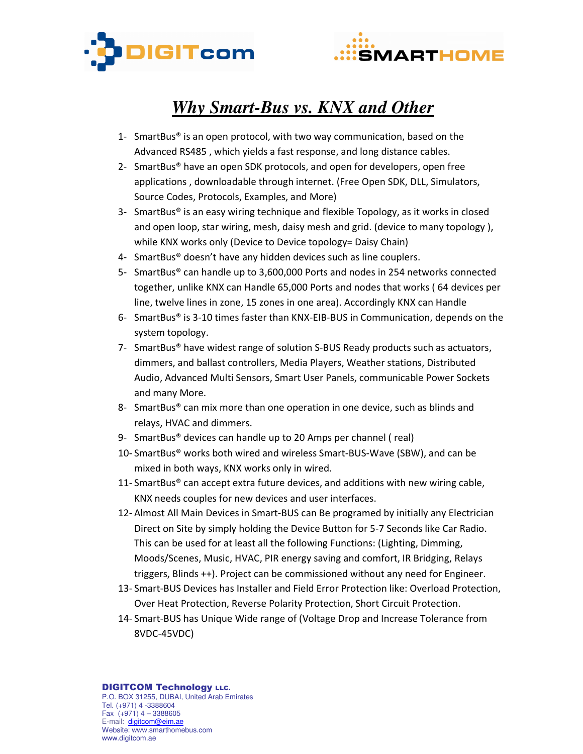# *Why Smart-Bus vs. KNX and Other*

1- SmartBus® is an open protocol, with two way communication, based on the Advanced RS485 , which yields a fast response, and long distance cables.
2- SmartBus® have an open SDK protocols, and open for developers, open free applications , downloadable through internet. (Free Open SDK, DLL, Simulators, Source Codes, Protocols, Examples, and More)
3- SmartBus® is an easy wiring technique and flexible Topology, as it works in closed and open loop, star wiring, mesh, daisy mesh and grid. (device to many topology ), while KNX works only (Device to Device topology= Daisy Chain)
4- SmartBus® doesn't have any hidden devices such as line couplers.
5- SmartBus® can handle up to 3,600,000 Ports and nodes in 254 networks connected together, unlike KNX can Handle 65,000 Ports and nodes that works ( 64 devices per line, twelve lines in zone, 15 zones in one area). Accordingly KNX can Handle
6- SmartBus® is 3-10 times faster than KNX-EIB-BUS in Communication, depends on the system topology.
7- SmartBus® have widest range of solution S-BUS Ready products such as actuators, dimmers, and ballast controllers, Media Players, Weather stations, Distributed Audio, Advanced Multi Sensors, Smart User Panels, communicable Power Sockets and many More.
8- SmartBus® can mix more than one operation in one device, such as blinds and relays, HVAC and dimmers.
9- SmartBus® devices can handle up to 20 Amps per channel ( real)
10- SmartBus® works both wired and wireless Smart-BUS-Wave (SBW), and can be mixed in both ways, KNX works only in wired.
11- SmartBus® can accept extra future devices, and additions with new wiring cable, KNX needs couples for new devices and user interfaces.
12- Almost All Main Devices in Smart-BUS can Be programed by initially any Electrician Direct on Site by simply holding the Device Button for 5-7 Seconds like Car Radio. This can be used for at least all the following Functions: (Lighting, Dimming, Moods/Scenes, Music, HVAC, PIR energy saving and comfort, IR Bridging, Relays triggers, Blinds ++). Project can be commissioned without any need for Engineer.
13- Smart-BUS Devices has Installer and Field Error Protection like: Overload Protection, Over Heat Protection, Reverse Polarity Protection, Short Circuit Protection.
14- Smart-BUS has Unique Wide range of (Voltage Drop and Increase Tolerance from 8VDC-45VDC)

**DIGITCOM Technology LLC.**
P.O. BOX 31255, DUBAI, United Arab Emirates
Tel. (+971) 4 -3388604
Fax (+971) 4 – 3388605
E-mail: digitcom@eim.ae
Website: www.smarthomebus.com
www.digitcom.ae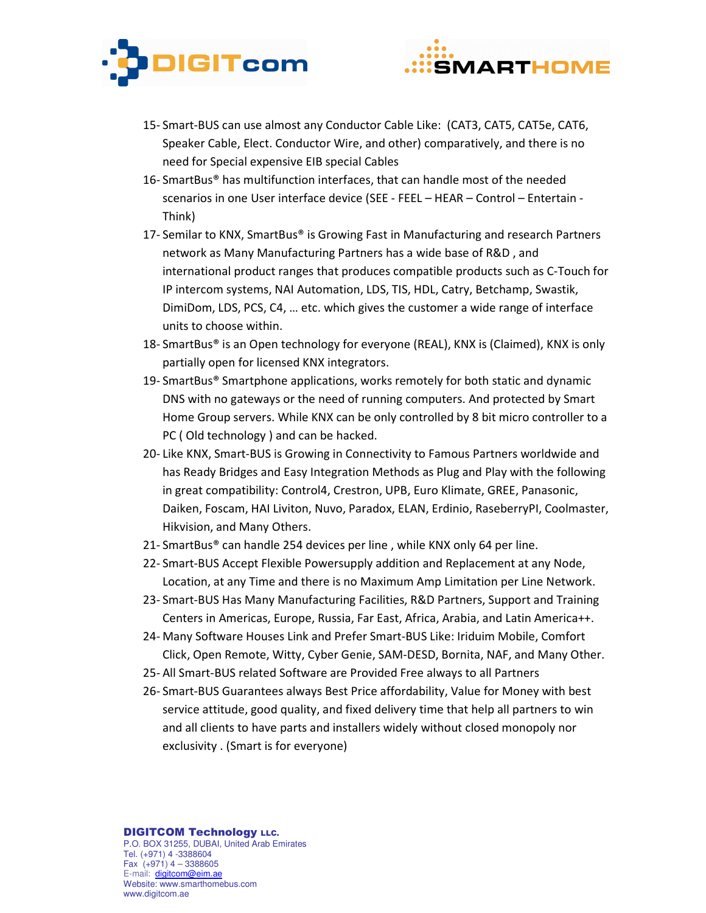15- Smart-BUS can use almost any Conductor Cable Like: (CAT3, CAT5, CAT5e, CAT6, Speaker Cable, Elect. Conductor Wire, and other) comparatively, and there is no need for Special expensive EIB special Cables

16- SmartBus® has multifunction interfaces, that can handle most of the needed scenarios in one User interface device (SEE - FEEL – HEAR – Control – Entertain - Think)

17- Semilar to KNX, SmartBus® is Growing Fast in Manufacturing and research Partners network as Many Manufacturing Partners has a wide base of R&D , and international product ranges that produces compatible products such as C-Touch for IP intercom systems, NAI Automation, LDS, TIS, HDL, Catry, Betchamp, Swastik, DimiDom, LDS, PCS, C4, … etc. which gives the customer a wide range of interface units to choose within.

18- SmartBus® is an Open technology for everyone (REAL), KNX is (Claimed), KNX is only partially open for licensed KNX integrators.

19- SmartBus® Smartphone applications, works remotely for both static and dynamic DNS with no gateways or the need of running computers. And protected by Smart Home Group servers. While KNX can be only controlled by 8 bit micro controller to a PC ( Old technology ) and can be hacked.

20- Like KNX, Smart-BUS is Growing in Connectivity to Famous Partners worldwide and has Ready Bridges and Easy Integration Methods as Plug and Play with the following in great compatibility: Control4, Crestron, UPB, Euro Klimate, GREE, Panasonic, Daiken, Foscam, HAI Liviton, Nuvo, Paradox, ELAN, Erdinio, RaseberryPI, Coolmaster, Hikvision, and Many Others.

21- SmartBus® can handle 254 devices per line , while KNX only 64 per line.

22- Smart-BUS Accept Flexible Powersupply addition and Replacement at any Node, Location, at any Time and there is no Maximum Amp Limitation per Line Network.

23- Smart-BUS Has Many Manufacturing Facilities, R&D Partners, Support and Training Centers in Americas, Europe, Russia, Far East, Africa, Arabia, and Latin America++.

24- Many Software Houses Link and Prefer Smart-BUS Like: Iriduim Mobile, Comfort Click, Open Remote, Witty, Cyber Genie, SAM-DESD, Bornita, NAF, and Many Other.

25- All Smart-BUS related Software are Provided Free always to all Partners

26- Smart-BUS Guarantees always Best Price affordability, Value for Money with best service attitude, good quality, and fixed delivery time that help all partners to win and all clients to have parts and installers widely without closed monopoly nor exclusivity . (Smart is for everyone)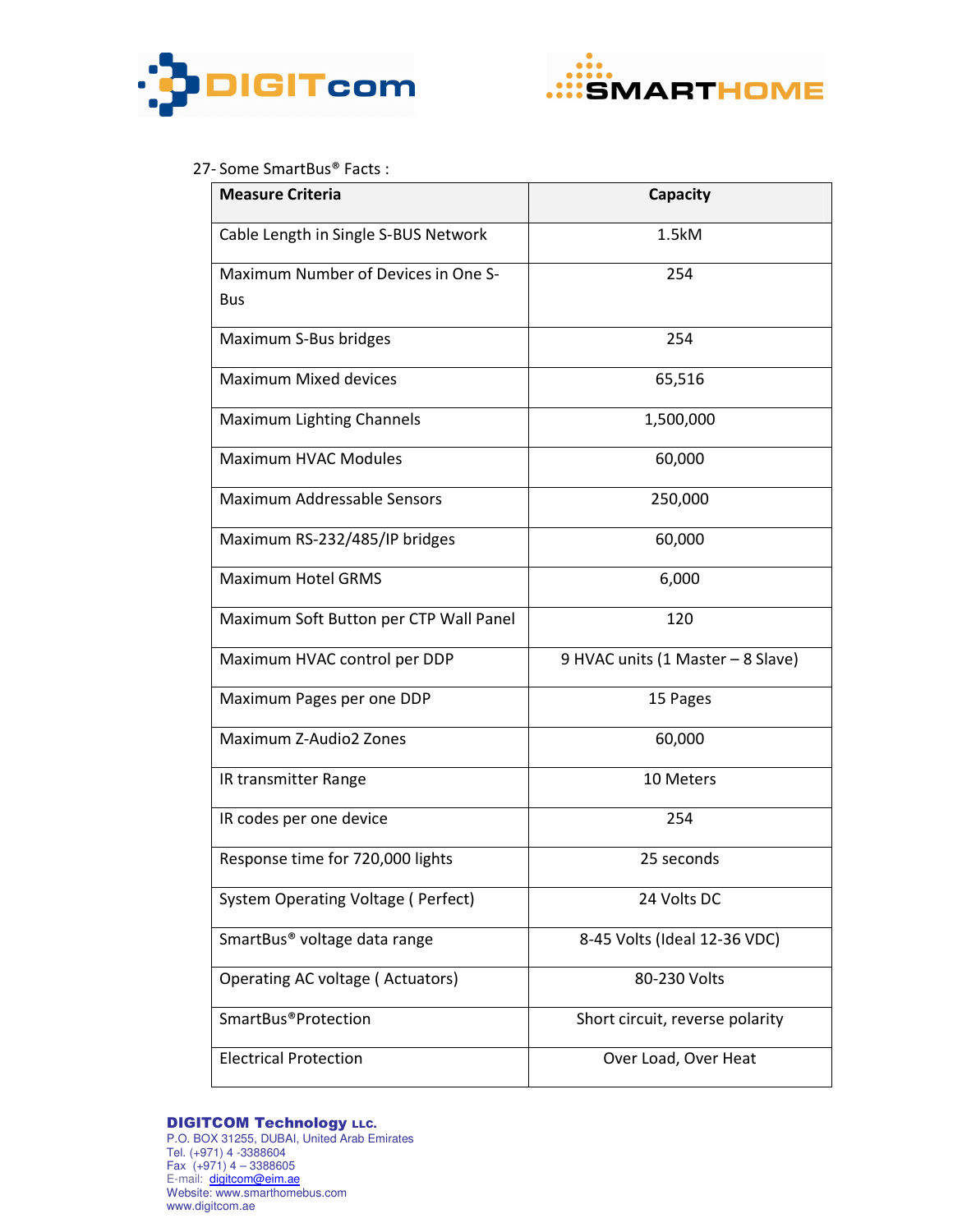27- Some SmartBus® Facts :

| Measure Criteria | Capacity |
|---|---|
| Cable Length in Single S-BUS Network | 1.5kM |
| Maximum Number of Devices in One S-Bus | 254 |
| Maximum S-Bus bridges | 254 |
| Maximum Mixed devices | 65,516 |
| Maximum Lighting Channels | 1,500,000 |
| Maximum HVAC Modules | 60,000 |
| Maximum Addressable Sensors | 250,000 |
| Maximum RS-232/485/IP bridges | 60,000 |
| Maximum Hotel GRMS | 6,000 |
| Maximum Soft Button per CTP Wall Panel | 120 |
| Maximum HVAC control per DDP | 9 HVAC units (1 Master – 8 Slave) |
| Maximum Pages per one DDP | 15 Pages |
| Maximum Z-Audio2 Zones | 60,000 |
| IR transmitter Range | 10 Meters |
| IR codes per one device | 254 |
| Response time for 720,000 lights | 25 seconds |
| System Operating Voltage ( Perfect) | 24 Volts DC |
| SmartBus® voltage data range | 8-45 Volts (Ideal 12-36 VDC) |
| Operating AC voltage ( Actuators) | 80-230 Volts |
| SmartBus®Protection | Short circuit, reverse polarity |
| Electrical Protection | Over Load, Over Heat |